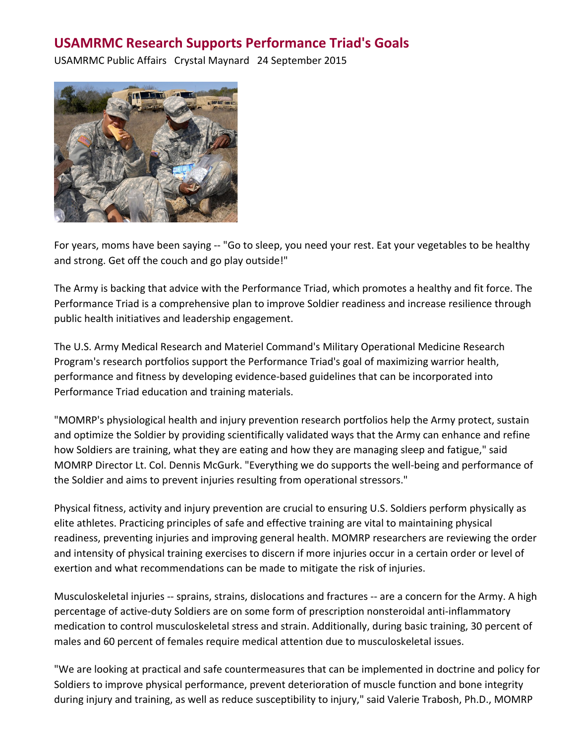# USAMRMC Research Supports Performance Triad's Goals

USAMRMC Public Affairs   Crystal Maynard   24 September 2015

For years, moms have been saying -- "Go to sleep, you need your rest. Eat your vegetables to be healthy and strong. Get off the couch and go play outside!"

The Army is backing that advice with the Performance Triad, which promotes a healthy and fit force. The Performance Triad is a comprehensive plan to improve Soldier readiness and increase resilience through public health initiatives and leadership engagement.

The U.S. Army Medical Research and Materiel Command's Military Operational Medicine Research Program's research portfolios support the Performance Triad's goal of maximizing warrior health, performance and fitness by developing evidence-based guidelines that can be incorporated into Performance Triad education and training materials.

"MOMRP's physiological health and injury prevention research portfolios help the Army protect, sustain and optimize the Soldier by providing scientifically validated ways that the Army can enhance and refine how Soldiers are training, what they are eating and how they are managing sleep and fatigue," said MOMRP Director Lt. Col. Dennis McGurk. "Everything we do supports the well-being and performance of the Soldier and aims to prevent injuries resulting from operational stressors."

Physical fitness, activity and injury prevention are crucial to ensuring U.S. Soldiers perform physically as elite athletes. Practicing principles of safe and effective training are vital to maintaining physical readiness, preventing injuries and improving general health. MOMRP researchers are reviewing the order and intensity of physical training exercises to discern if more injuries occur in a certain order or level of exertion and what recommendations can be made to mitigate the risk of injuries.

Musculoskeletal injuries -- sprains, strains, dislocations and fractures -- are a concern for the Army. A high percentage of active-duty Soldiers are on some form of prescription nonsteroidal anti-inflammatory medication to control musculoskeletal stress and strain. Additionally, during basic training, 30 percent of males and 60 percent of females require medical attention due to musculoskeletal issues.

"We are looking at practical and safe countermeasures that can be implemented in doctrine and policy for Soldiers to improve physical performance, prevent deterioration of muscle function and bone integrity during injury and training, as well as reduce susceptibility to injury," said Valerie Trabosh, Ph.D., MOMRP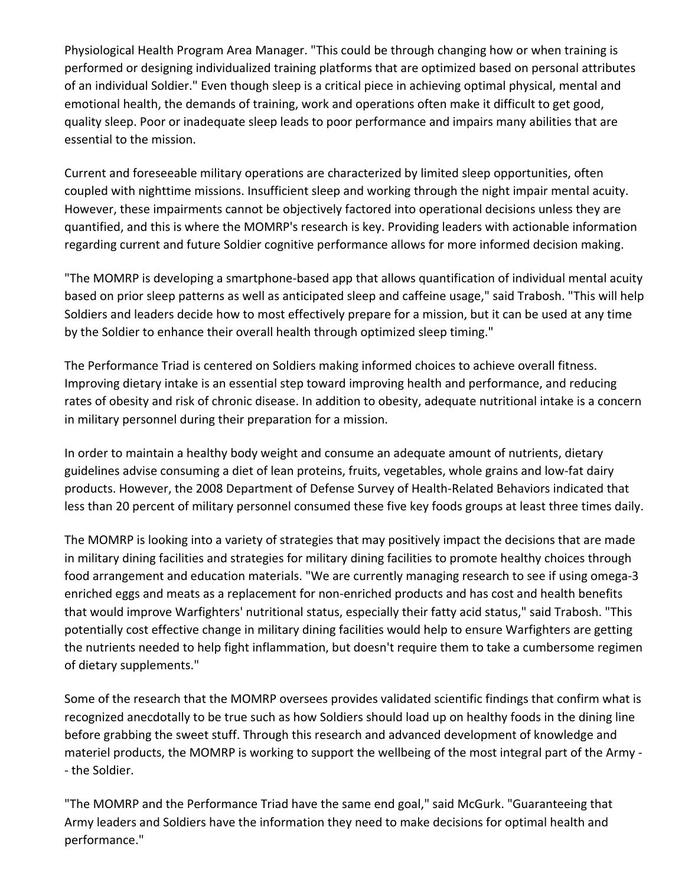Physiological Health Program Area Manager. "This could be through changing how or when training is performed or designing individualized training platforms that are optimized based on personal attributes of an individual Soldier." Even though sleep is a critical piece in achieving optimal physical, mental and emotional health, the demands of training, work and operations often make it difficult to get good, quality sleep. Poor or inadequate sleep leads to poor performance and impairs many abilities that are essential to the mission.

Current and foreseeable military operations are characterized by limited sleep opportunities, often coupled with nighttime missions. Insufficient sleep and working through the night impair mental acuity. However, these impairments cannot be objectively factored into operational decisions unless they are quantified, and this is where the MOMRP's research is key. Providing leaders with actionable information regarding current and future Soldier cognitive performance allows for more informed decision making.

"The MOMRP is developing a smartphone-based app that allows quantification of individual mental acuity based on prior sleep patterns as well as anticipated sleep and caffeine usage," said Trabosh. "This will help Soldiers and leaders decide how to most effectively prepare for a mission, but it can be used at any time by the Soldier to enhance their overall health through optimized sleep timing."

The Performance Triad is centered on Soldiers making informed choices to achieve overall fitness. Improving dietary intake is an essential step toward improving health and performance, and reducing rates of obesity and risk of chronic disease. In addition to obesity, adequate nutritional intake is a concern in military personnel during their preparation for a mission.

In order to maintain a healthy body weight and consume an adequate amount of nutrients, dietary guidelines advise consuming a diet of lean proteins, fruits, vegetables, whole grains and low-fat dairy products. However, the 2008 Department of Defense Survey of Health-Related Behaviors indicated that less than 20 percent of military personnel consumed these five key foods groups at least three times daily.

The MOMRP is looking into a variety of strategies that may positively impact the decisions that are made in military dining facilities and strategies for military dining facilities to promote healthy choices through food arrangement and education materials. "We are currently managing research to see if using omega-3 enriched eggs and meats as a replacement for non-enriched products and has cost and health benefits that would improve Warfighters' nutritional status, especially their fatty acid status," said Trabosh. "This potentially cost effective change in military dining facilities would help to ensure Warfighters are getting the nutrients needed to help fight inflammation, but doesn't require them to take a cumbersome regimen of dietary supplements."

Some of the research that the MOMRP oversees provides validated scientific findings that confirm what is recognized anecdotally to be true such as how Soldiers should load up on healthy foods in the dining line before grabbing the sweet stuff. Through this research and advanced development of knowledge and materiel products, the MOMRP is working to support the wellbeing of the most integral part of the Army -- the Soldier.

"The MOMRP and the Performance Triad have the same end goal," said McGurk. "Guaranteeing that Army leaders and Soldiers have the information they need to make decisions for optimal health and performance."